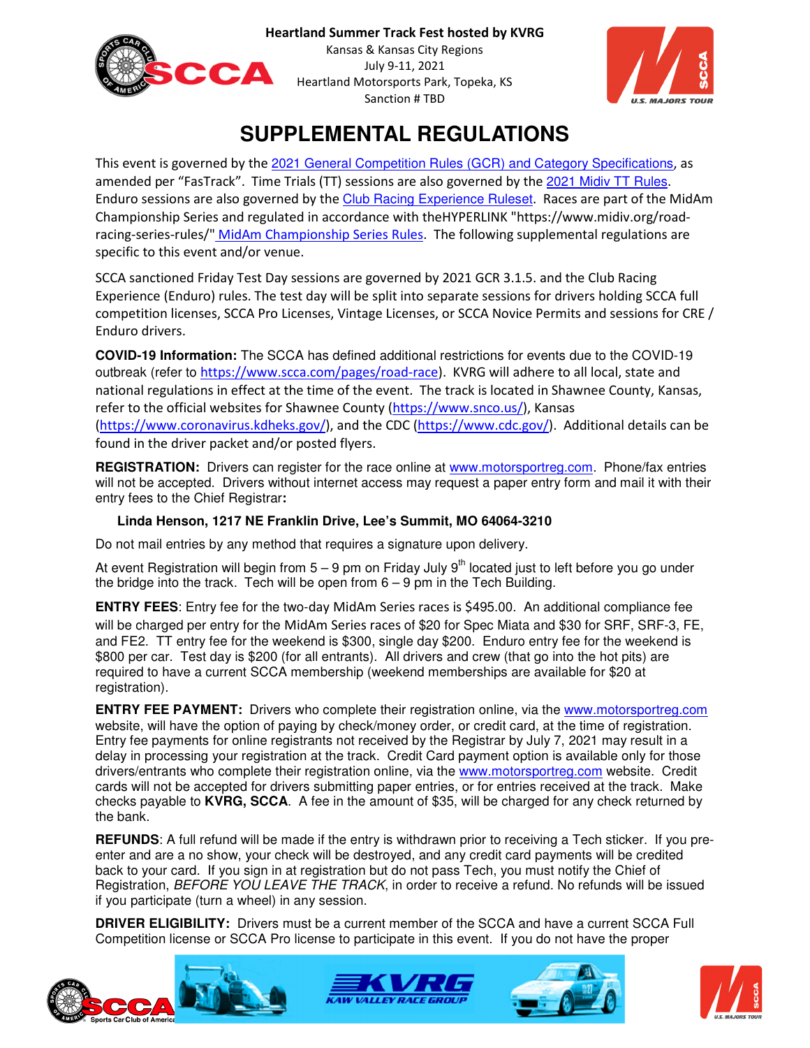**Heartland Summer Track Fest hosted by KVRG**
Kansas & Kansas City Regions
July 9-11, 2021
Heartland Motorsports Park, Topeka, KS
Sanction # TBD

# SUPPLEMENTAL REGULATIONS

This event is governed by the 2021 General Competition Rules (GCR) and Category Specifications, as amended per "FasTrack". Time Trials (TT) sessions are also governed by the 2021 Midiv TT Rules. Enduro sessions are also governed by the Club Racing Experience Ruleset. Races are part of the MidAm Championship Series and regulated in accordance with theHYPERLINK "https://www.midiv.org/road-racing-series-rules/" MidAm Championship Series Rules. The following supplemental regulations are specific to this event and/or venue.

SCCA sanctioned Friday Test Day sessions are governed by 2021 GCR 3.1.5. and the Club Racing Experience (Enduro) rules. The test day will be split into separate sessions for drivers holding SCCA full competition licenses, SCCA Pro Licenses, Vintage Licenses, or SCCA Novice Permits and sessions for CRE / Enduro drivers.

**COVID-19 Information:** The SCCA has defined additional restrictions for events due to the COVID-19 outbreak (refer to https://www.scca.com/pages/road-race). KVRG will adhere to all local, state and national regulations in effect at the time of the event. The track is located in Shawnee County, Kansas, refer to the official websites for Shawnee County (https://www.snco.us/), Kansas (https://www.coronavirus.kdheks.gov/), and the CDC (https://www.cdc.gov/). Additional details can be found in the driver packet and/or posted flyers.

**REGISTRATION:** Drivers can register for the race online at www.motorsportreg.com. Phone/fax entries will not be accepted. Drivers without internet access may request a paper entry form and mail it with their entry fees to the Chief Registrar**:**

**Linda Henson, 1217 NE Franklin Drive, Lee's Summit, MO 64064-3210**

Do not mail entries by any method that requires a signature upon delivery.

At event Registration will begin from 5 – 9 pm on Friday July 9th located just to left before you go under the bridge into the track. Tech will be open from 6 – 9 pm in the Tech Building.

**ENTRY FEES**: Entry fee for the two-day MidAm Series races is $495.00. An additional compliance fee will be charged per entry for the MidAm Series races of $20 for Spec Miata and $30 for SRF, SRF-3, FE, and FE2. TT entry fee for the weekend is $300, single day $200. Enduro entry fee for the weekend is $800 per car. Test day is $200 (for all entrants). All drivers and crew (that go into the hot pits) are required to have a current SCCA membership (weekend memberships are available for $20 at registration).

**ENTRY FEE PAYMENT:** Drivers who complete their registration online, via the www.motorsportreg.com website, will have the option of paying by check/money order, or credit card, at the time of registration. Entry fee payments for online registrants not received by the Registrar by July 7, 2021 may result in a delay in processing your registration at the track. Credit Card payment option is available only for those drivers/entrants who complete their registration online, via the www.motorsportreg.com website. Credit cards will not be accepted for drivers submitting paper entries, or for entries received at the track. Make checks payable to **KVRG, SCCA**. A fee in the amount of $35, will be charged for any check returned by the bank.

**REFUNDS**: A full refund will be made if the entry is withdrawn prior to receiving a Tech sticker. If you pre-enter and are a no show, your check will be destroyed, and any credit card payments will be credited back to your card. If you sign in at registration but do not pass Tech, you must notify the Chief of Registration, *BEFORE YOU LEAVE THE TRACK*, in order to receive a refund. No refunds will be issued if you participate (turn a wheel) in any session.

**DRIVER ELIGIBILITY:** Drivers must be a current member of the SCCA and have a current SCCA Full Competition license or SCCA Pro license to participate in this event. If you do not have the proper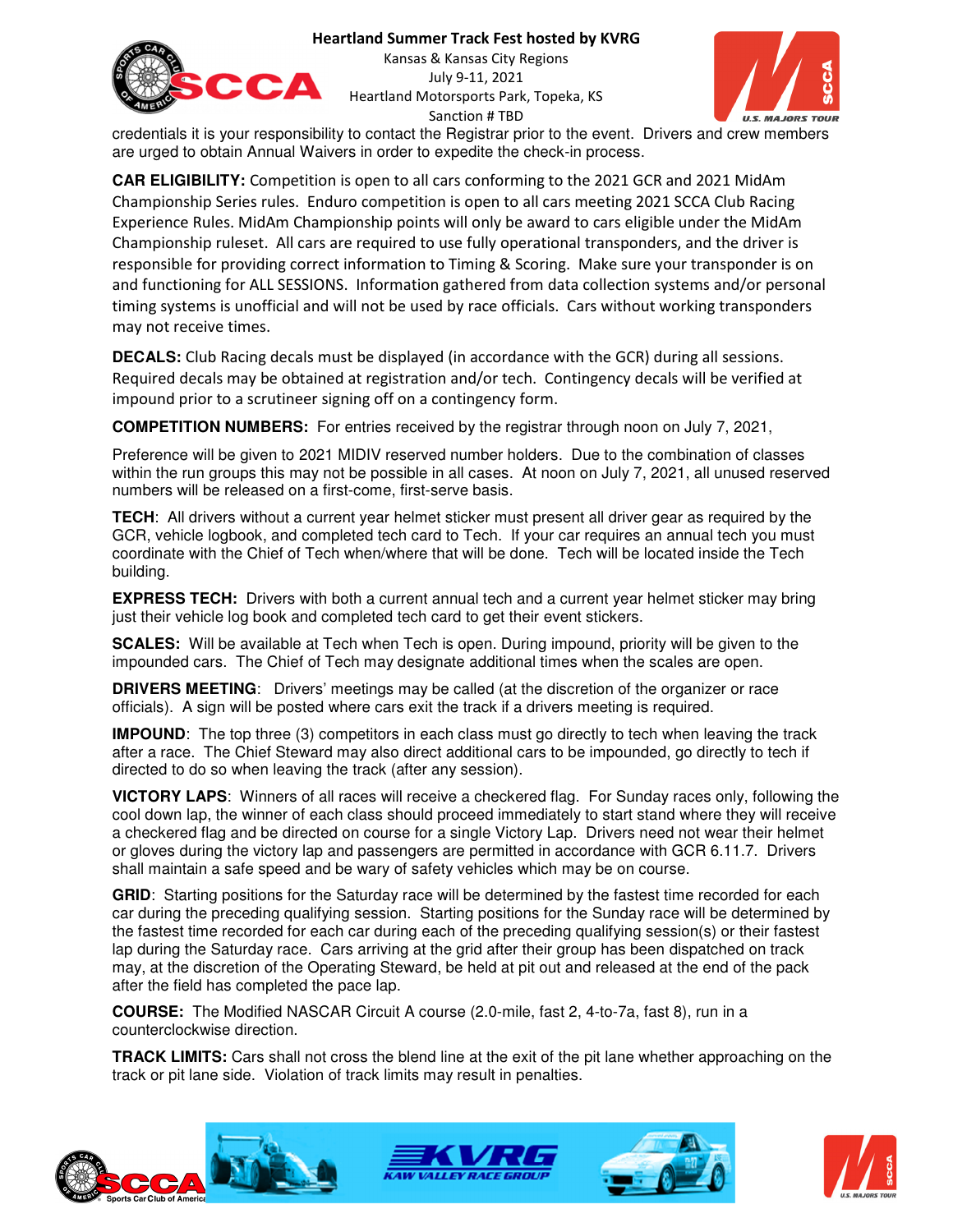credentials it is your responsibility to contact the Registrar prior to the event. Drivers and crew members are urged to obtain Annual Waivers in order to expedite the check-in process.

**CAR ELIGIBILITY:** Competition is open to all cars conforming to the 2021 GCR and 2021 MidAm Championship Series rules. Enduro competition is open to all cars meeting 2021 SCCA Club Racing Experience Rules. MidAm Championship points will only be award to cars eligible under the MidAm Championship ruleset. All cars are required to use fully operational transponders, and the driver is responsible for providing correct information to Timing & Scoring. Make sure your transponder is on and functioning for ALL SESSIONS. Information gathered from data collection systems and/or personal timing systems is unofficial and will not be used by race officials. Cars without working transponders may not receive times.

**DECALS:** Club Racing decals must be displayed (in accordance with the GCR) during all sessions. Required decals may be obtained at registration and/or tech. Contingency decals will be verified at impound prior to a scrutineer signing off on a contingency form.

**COMPETITION NUMBERS:** For entries received by the registrar through noon on July 7, 2021,

Preference will be given to 2021 MIDIV reserved number holders. Due to the combination of classes within the run groups this may not be possible in all cases. At noon on July 7, 2021, all unused reserved numbers will be released on a first-come, first-serve basis.

**TECH**: All drivers without a current year helmet sticker must present all driver gear as required by the GCR, vehicle logbook, and completed tech card to Tech. If your car requires an annual tech you must coordinate with the Chief of Tech when/where that will be done. Tech will be located inside the Tech building.

**EXPRESS TECH:** Drivers with both a current annual tech and a current year helmet sticker may bring just their vehicle log book and completed tech card to get their event stickers.

**SCALES:** Will be available at Tech when Tech is open. During impound, priority will be given to the impounded cars. The Chief of Tech may designate additional times when the scales are open.

**DRIVERS MEETING**: Drivers' meetings may be called (at the discretion of the organizer or race officials). A sign will be posted where cars exit the track if a drivers meeting is required.

**IMPOUND**: The top three (3) competitors in each class must go directly to tech when leaving the track after a race. The Chief Steward may also direct additional cars to be impounded, go directly to tech if directed to do so when leaving the track (after any session).

**VICTORY LAPS**: Winners of all races will receive a checkered flag. For Sunday races only, following the cool down lap, the winner of each class should proceed immediately to start stand where they will receive a checkered flag and be directed on course for a single Victory Lap. Drivers need not wear their helmet or gloves during the victory lap and passengers are permitted in accordance with GCR 6.11.7. Drivers shall maintain a safe speed and be wary of safety vehicles which may be on course.

**GRID**: Starting positions for the Saturday race will be determined by the fastest time recorded for each car during the preceding qualifying session. Starting positions for the Sunday race will be determined by the fastest time recorded for each car during each of the preceding qualifying session(s) or their fastest lap during the Saturday race. Cars arriving at the grid after their group has been dispatched on track may, at the discretion of the Operating Steward, be held at pit out and released at the end of the pack after the field has completed the pace lap.

**COURSE:** The Modified NASCAR Circuit A course (2.0-mile, fast 2, 4-to-7a, fast 8), run in a counterclockwise direction.

**TRACK LIMITS:** Cars shall not cross the blend line at the exit of the pit lane whether approaching on the track or pit lane side. Violation of track limits may result in penalties.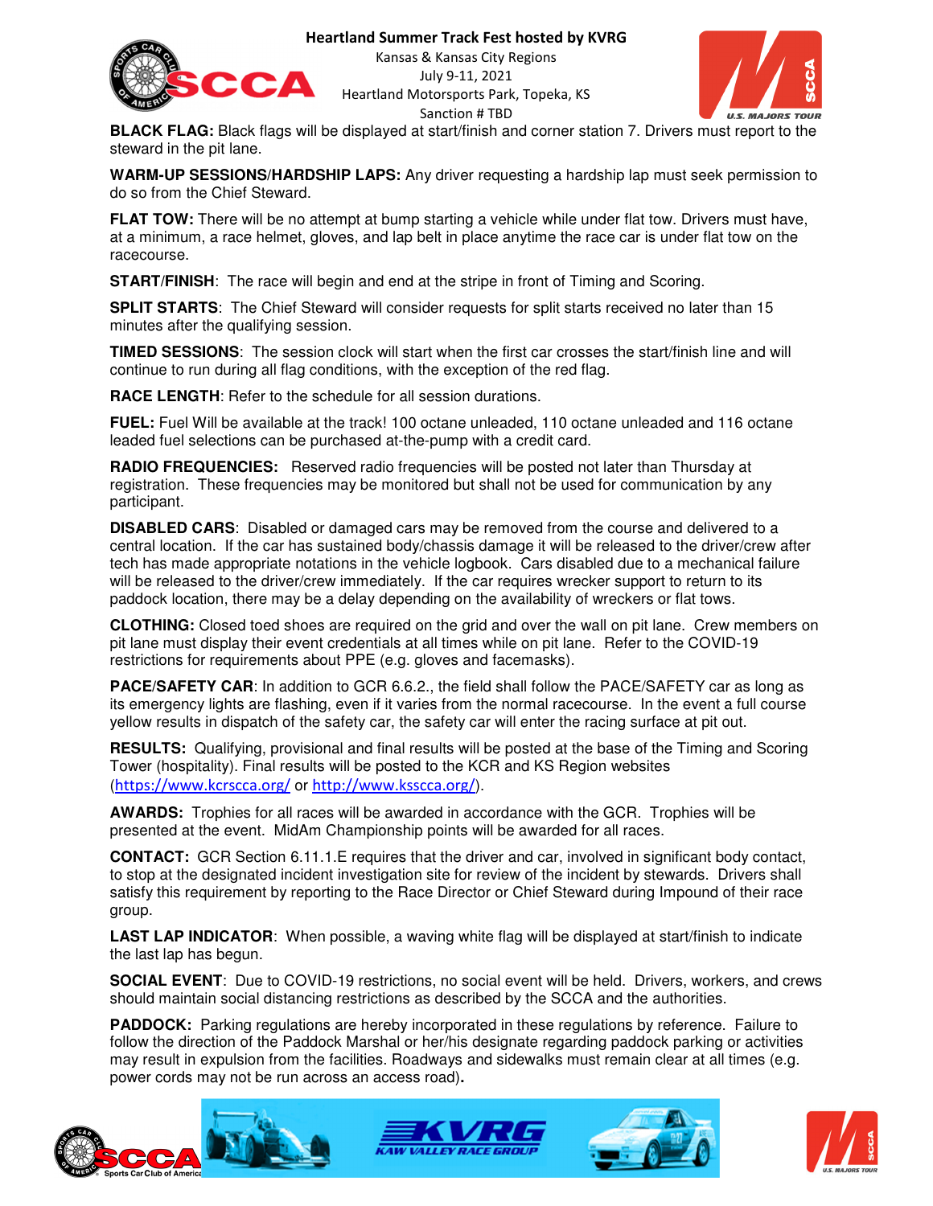**BLACK FLAG:** Black flags will be displayed at start/finish and corner station 7. Drivers must report to the steward in the pit lane.

**WARM-UP SESSIONS/HARDSHIP LAPS:** Any driver requesting a hardship lap must seek permission to do so from the Chief Steward.

**FLAT TOW:** There will be no attempt at bump starting a vehicle while under flat tow. Drivers must have, at a minimum, a race helmet, gloves, and lap belt in place anytime the race car is under flat tow on the racecourse.

**START/FINISH**: The race will begin and end at the stripe in front of Timing and Scoring.

**SPLIT STARTS**: The Chief Steward will consider requests for split starts received no later than 15 minutes after the qualifying session.

**TIMED SESSIONS**: The session clock will start when the first car crosses the start/finish line and will continue to run during all flag conditions, with the exception of the red flag.

**RACE LENGTH**: Refer to the schedule for all session durations.

**FUEL:** Fuel Will be available at the track! 100 octane unleaded, 110 octane unleaded and 116 octane leaded fuel selections can be purchased at-the-pump with a credit card.

**RADIO FREQUENCIES:** Reserved radio frequencies will be posted not later than Thursday at registration. These frequencies may be monitored but shall not be used for communication by any participant.

**DISABLED CARS**: Disabled or damaged cars may be removed from the course and delivered to a central location. If the car has sustained body/chassis damage it will be released to the driver/crew after tech has made appropriate notations in the vehicle logbook. Cars disabled due to a mechanical failure will be released to the driver/crew immediately. If the car requires wrecker support to return to its paddock location, there may be a delay depending on the availability of wreckers or flat tows.

**CLOTHING:** Closed toed shoes are required on the grid and over the wall on pit lane. Crew members on pit lane must display their event credentials at all times while on pit lane. Refer to the COVID-19 restrictions for requirements about PPE (e.g. gloves and facemasks).

**PACE/SAFETY CAR**: In addition to GCR 6.6.2., the field shall follow the PACE/SAFETY car as long as its emergency lights are flashing, even if it varies from the normal racecourse. In the event a full course yellow results in dispatch of the safety car, the safety car will enter the racing surface at pit out.

**RESULTS:** Qualifying, provisional and final results will be posted at the base of the Timing and Scoring Tower (hospitality). Final results will be posted to the KCR and KS Region websites (https://www.kcrscca.org/ or http://www.ksscca.org/).

**AWARDS:** Trophies for all races will be awarded in accordance with the GCR. Trophies will be presented at the event. MidAm Championship points will be awarded for all races.

**CONTACT:** GCR Section 6.11.1.E requires that the driver and car, involved in significant body contact, to stop at the designated incident investigation site for review of the incident by stewards. Drivers shall satisfy this requirement by reporting to the Race Director or Chief Steward during Impound of their race group.

**LAST LAP INDICATOR**: When possible, a waving white flag will be displayed at start/finish to indicate the last lap has begun.

**SOCIAL EVENT**: Due to COVID-19 restrictions, no social event will be held. Drivers, workers, and crews should maintain social distancing restrictions as described by the SCCA and the authorities.

**PADDOCK:** Parking regulations are hereby incorporated in these regulations by reference. Failure to follow the direction of the Paddock Marshal or her/his designate regarding paddock parking or activities may result in expulsion from the facilities. Roadways and sidewalks must remain clear at all times (e.g. power cords may not be run across an access road)**.**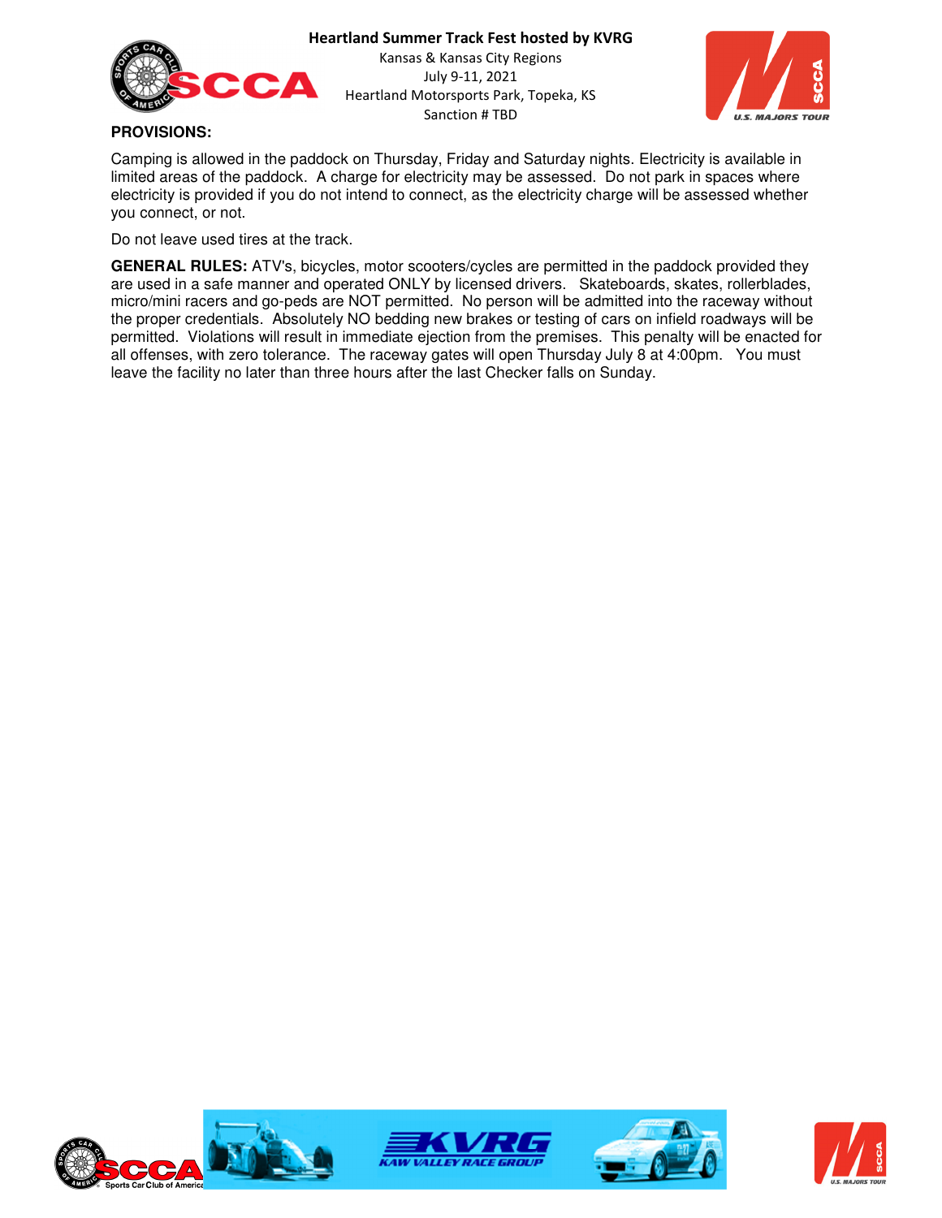**PROVISIONS:**

Camping is allowed in the paddock on Thursday, Friday and Saturday nights. Electricity is available in limited areas of the paddock. A charge for electricity may be assessed. Do not park in spaces where electricity is provided if you do not intend to connect, as the electricity charge will be assessed whether you connect, or not.

Do not leave used tires at the track.

**GENERAL RULES:** ATV's, bicycles, motor scooters/cycles are permitted in the paddock provided they are used in a safe manner and operated ONLY by licensed drivers. Skateboards, skates, rollerblades, micro/mini racers and go-peds are NOT permitted. No person will be admitted into the raceway without the proper credentials. Absolutely NO bedding new brakes or testing of cars on infield roadways will be permitted. Violations will result in immediate ejection from the premises. This penalty will be enacted for all offenses, with zero tolerance. The raceway gates will open Thursday July 8 at 4:00pm. You must leave the facility no later than three hours after the last Checker falls on Sunday.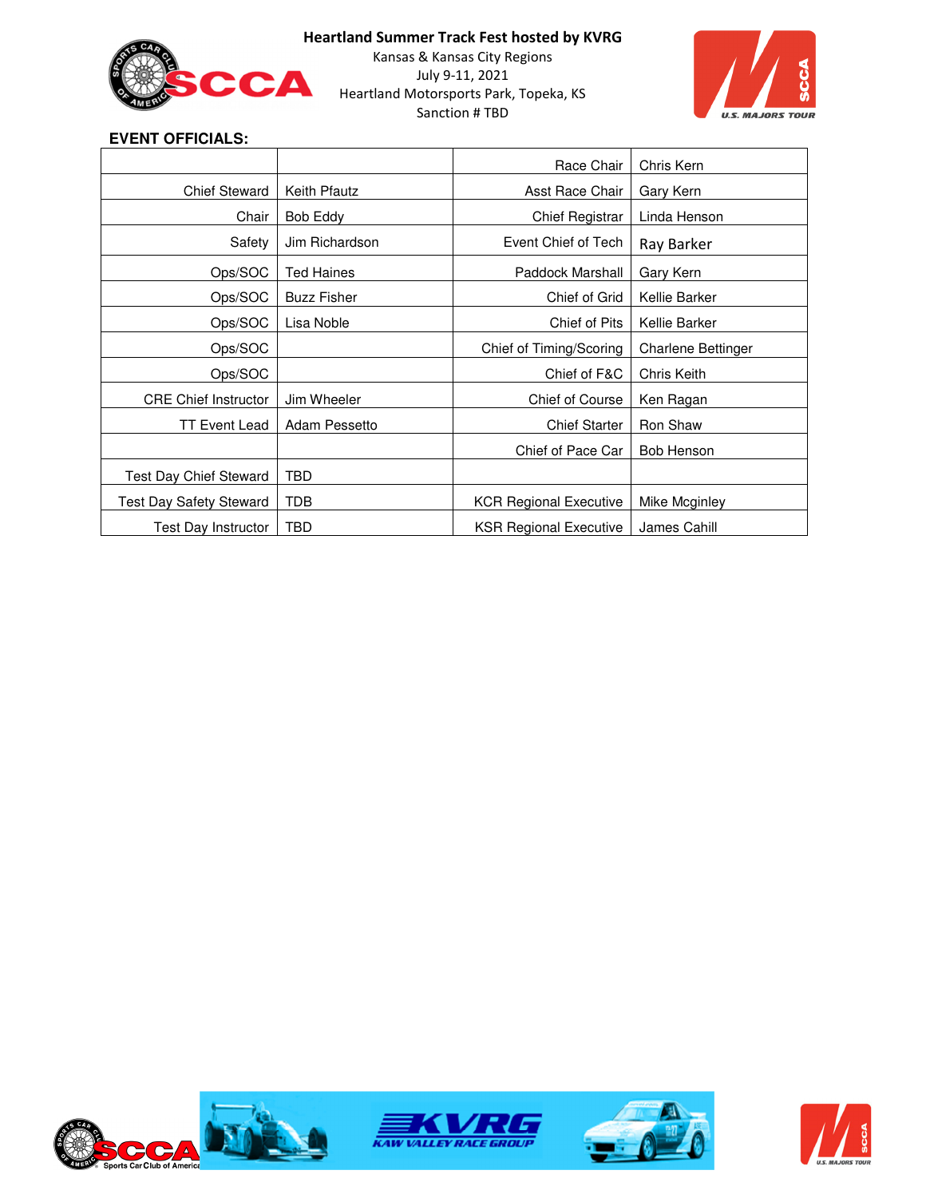**Heartland Summer Track Fest hosted by KVRG**

Kansas & Kansas City Regions

July 9-11, 2021

Heartland Motorsports Park, Topeka, KS

Sanction # TBD

**EVENT OFFICIALS:**

| | | | |
|---|---|---|---|
| | | Race Chair | Chris Kern |
| Chief Steward | Keith Pfautz | Asst Race Chair | Gary Kern |
| Chair | Bob Eddy | Chief Registrar | Linda Henson |
| Safety | Jim Richardson | Event Chief of Tech | Ray Barker |
| Ops/SOC | Ted Haines | Paddock Marshall | Gary Kern |
| Ops/SOC | Buzz Fisher | Chief of Grid | Kellie Barker |
| Ops/SOC | Lisa Noble | Chief of Pits | Kellie Barker |
| Ops/SOC | | Chief of Timing/Scoring | Charlene Bettinger |
| Ops/SOC | | Chief of F&C | Chris Keith |
| CRE Chief Instructor | Jim Wheeler | Chief of Course | Ken Ragan |
| TT Event Lead | Adam Pessetto | Chief Starter | Ron Shaw |
| | | Chief of Pace Car | Bob Henson |
| Test Day Chief Steward | TBD | | |
| Test Day Safety Steward | TDB | KCR Regional Executive | Mike Mcginley |
| Test Day Instructor | TBD | KSR Regional Executive | James Cahill |